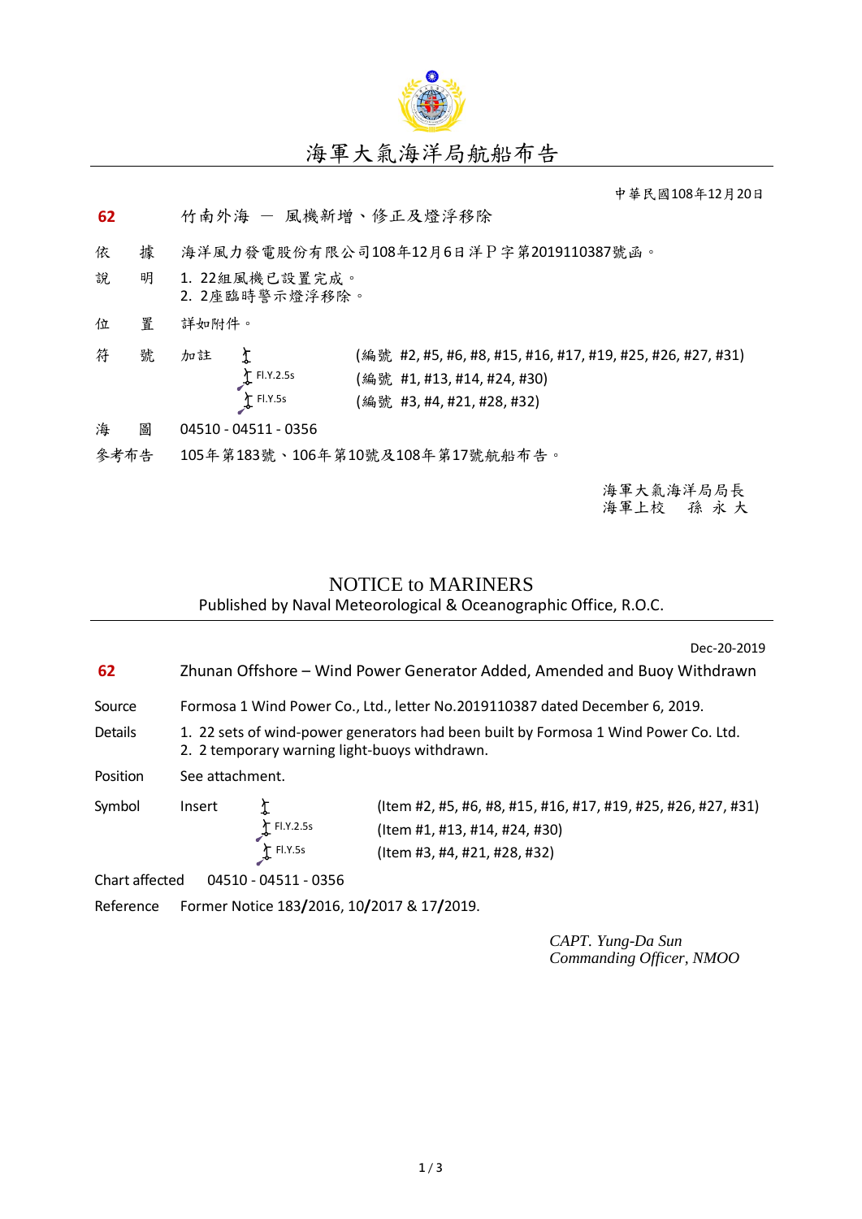# 海軍大氣海洋局航船布告

中華民國108年12月20日

**62**　　竹南外海 － 風機新增、修正及燈浮移除

依　據　海洋風力發電股份有限公司108年12月6日洋Ｐ字第2019110387號函。

說　明　1. 22組風機已設置完成。
　　　　2. 2座臨時警示燈浮移除。

位　置　詳如附件。

符　號　加註

| | | |
|---|---|---|
| | (編號 #2, #5, #6, #8, #15, #16, #17, #19, #25, #26, #27, #31) |
| Fl.Y.2.5s | (編號 #1, #13, #14, #24, #30) |
| Fl.Y.5s | (編號 #3, #4, #21, #28, #32) |

海　圖　04510 - 04511 - 0356

參考布告　105年第183號、106年第10號及108年第17號航船布告。

海軍大氣海洋局局長
海軍上校　孫 永 大

## NOTICE to MARINERS

Published by Naval Meteorological & Oceanographic Office, R.O.C.

Dec-20-2019

**62**　Zhunan Offshore – Wind Power Generator Added, Amended and Buoy Withdrawn

Source　Formosa 1 Wind Power Co., Ltd., letter No.2019110387 dated December 6, 2019.

Details
1. 22 sets of wind-power generators had been built by Formosa 1 Wind Power Co. Ltd.
2. 2 temporary warning light-buoys withdrawn.

Position　See attachment.

Symbol　Insert

| | | |
|---|---|---|
| | (Item #2, #5, #6, #8, #15, #16, #17, #19, #25, #26, #27, #31) |
| Fl.Y.2.5s | (Item #1, #13, #14, #24, #30) |
| Fl.Y.5s | (Item #3, #4, #21, #28, #32) |

Chart affected　04510 - 04511 - 0356

Reference　Former Notice 183/2016, 10/2017 & 17/2019.

*CAPT. Yung-Da Sun*
*Commanding Officer, NMOO*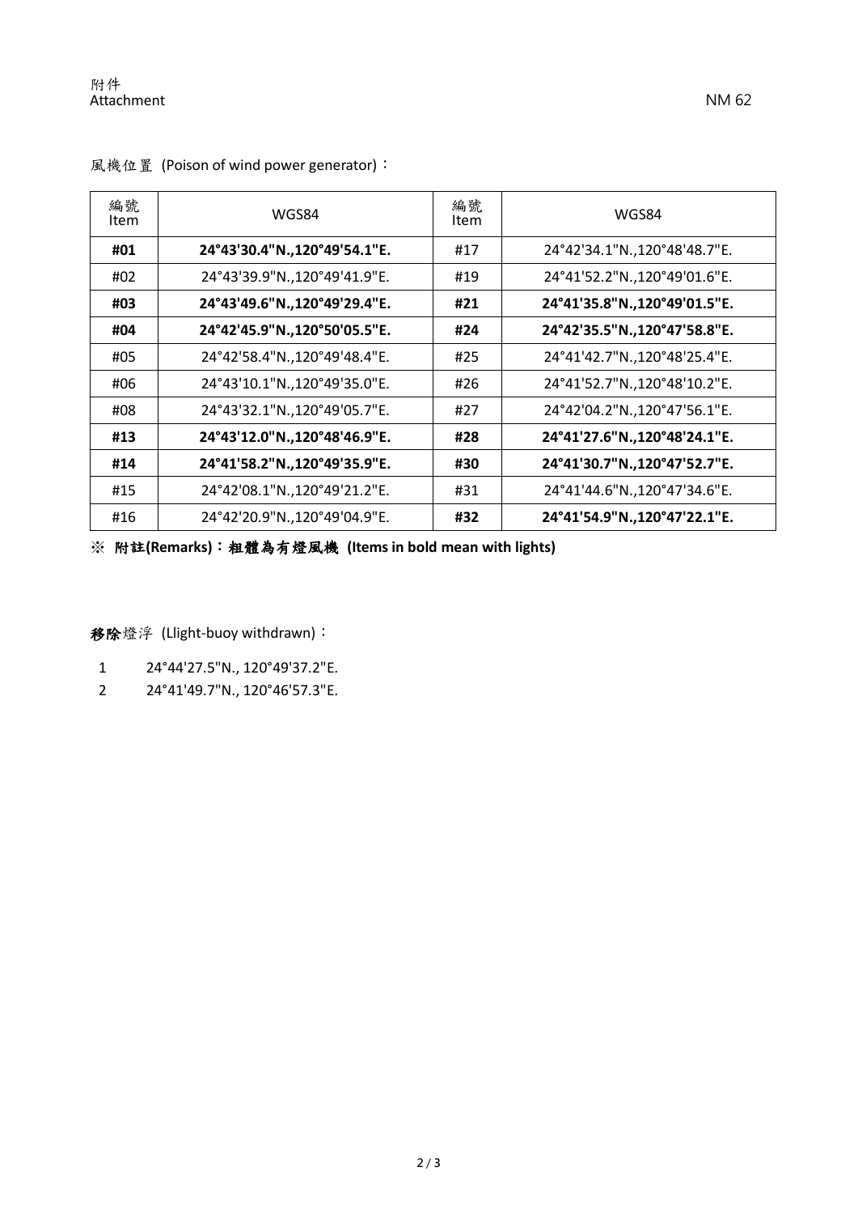附件
Attachment

NM 62

風機位置 (Poison of wind power generator)：

| 編號 Item | WGS84 | 編號 Item | WGS84 |
|---|---|---|---|
| **#01** | **24°43'30.4"N.,120°49'54.1"E.** | #17 | 24°42'34.1"N.,120°48'48.7"E. |
| #02 | 24°43'39.9"N.,120°49'41.9"E. | #19 | 24°41'52.2"N.,120°49'01.6"E. |
| **#03** | **24°43'49.6"N.,120°49'29.4"E.** | **#21** | **24°41'35.8"N.,120°49'01.5"E.** |
| **#04** | **24°42'45.9"N.,120°50'05.5"E.** | **#24** | **24°42'35.5"N.,120°47'58.8"E.** |
| #05 | 24°42'58.4"N.,120°49'48.4"E. | #25 | 24°41'42.7"N.,120°48'25.4"E. |
| #06 | 24°43'10.1"N.,120°49'35.0"E. | #26 | 24°41'52.7"N.,120°48'10.2"E. |
| #08 | 24°43'32.1"N.,120°49'05.7"E. | #27 | 24°42'04.2"N.,120°47'56.1"E. |
| **#13** | **24°43'12.0"N.,120°48'46.9"E.** | **#28** | **24°41'27.6"N.,120°48'24.1"E.** |
| **#14** | **24°41'58.2"N.,120°49'35.9"E.** | **#30** | **24°41'30.7"N.,120°47'52.7"E.** |
| #15 | 24°42'08.1"N.,120°49'21.2"E. | #31 | 24°41'44.6"N.,120°47'34.6"E. |
| #16 | 24°42'20.9"N.,120°49'04.9"E. | **#32** | **24°41'54.9"N.,120°47'22.1"E.** |

**※ 附註(Remarks)：粗體為有燈風機 (Items in bold mean with lights)**

**移除**燈浮 (Llight-buoy withdrawn)：

1 24°44'27.5"N., 120°49'37.2"E.
2 24°41'49.7"N., 120°46'57.3"E.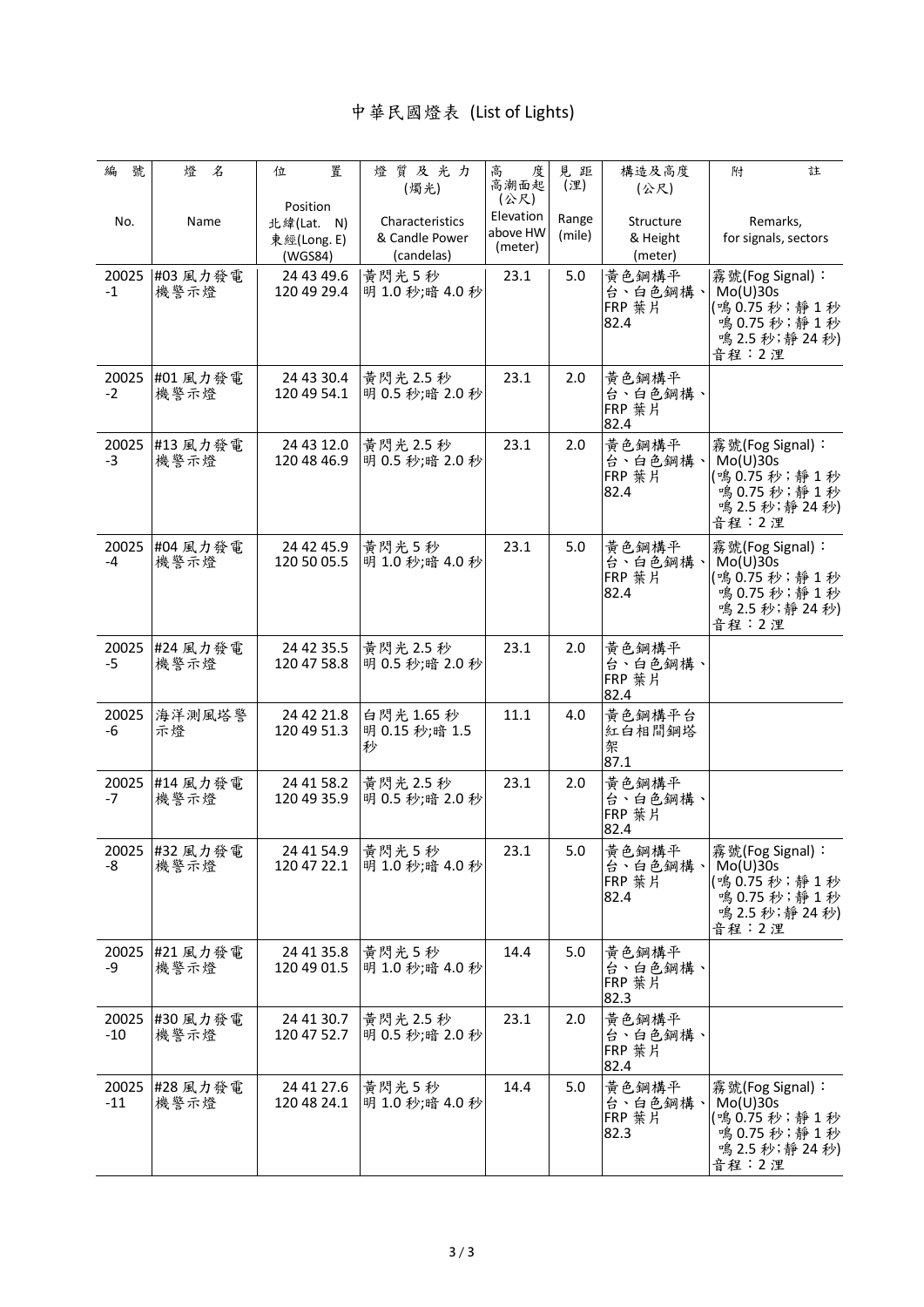# 中華民國燈表 (List of Lights)

| 編號<br>No. | 燈名<br>Name | 位置<br>Position<br>北緯(Lat. N)<br>東經(Long. E)<br>(WGS84) | 燈質及光力<br>(燭光)<br>Characteristics & Candle Power (candelas) | 高度<br>高潮面起<br>(公尺)<br>Elevation above HW (meter) | 見距<br>(浬)<br>Range (mile) | 構造及高度<br>(公尺)<br>Structure & Height (meter) | 附註<br>Remarks, for signals, sectors |
|---|---|---|---|---|---|---|---|
| 20025-1 | #03 風力發電機警示燈 | 24 43 49.6<br>120 49 29.4 | 黃閃光 5 秒<br>明 1.0 秒;暗 4.0 秒 | 23.1 | 5.0 | 黃色鋼構平台、白色鋼構、FRP 葉片<br>82.4 | 霧號(Fog Signal)：Mo(U)30s<br>(鳴 0.75 秒；靜 1 秒 鳴 0.75 秒；靜 1 秒 鳴 2.5 秒;靜 24 秒)<br>音程：2 浬 |
| 20025-2 | #01 風力發電機警示燈 | 24 43 30.4<br>120 49 54.1 | 黃閃光 2.5 秒<br>明 0.5 秒;暗 2.0 秒 | 23.1 | 2.0 | 黃色鋼構平台、白色鋼構、FRP 葉片<br>82.4 | |
| 20025-3 | #13 風力發電機警示燈 | 24 43 12.0<br>120 48 46.9 | 黃閃光 2.5 秒<br>明 0.5 秒;暗 2.0 秒 | 23.1 | 2.0 | 黃色鋼構平台、白色鋼構、FRP 葉片<br>82.4 | 霧號(Fog Signal)：Mo(U)30s<br>(鳴 0.75 秒；靜 1 秒 鳴 0.75 秒；靜 1 秒 鳴 2.5 秒;靜 24 秒)<br>音程：2 浬 |
| 20025-4 | #04 風力發電機警示燈 | 24 42 45.9<br>120 50 05.5 | 黃閃光 5 秒<br>明 1.0 秒;暗 4.0 秒 | 23.1 | 5.0 | 黃色鋼構平台、白色鋼構、FRP 葉片<br>82.4 | 霧號(Fog Signal)：Mo(U)30s<br>(鳴 0.75 秒；靜 1 秒 鳴 0.75 秒；靜 1 秒 鳴 2.5 秒;靜 24 秒)<br>音程：2 浬 |
| 20025-5 | #24 風力發電機警示燈 | 24 42 35.5<br>120 47 58.8 | 黃閃光 2.5 秒<br>明 0.5 秒;暗 2.0 秒 | 23.1 | 2.0 | 黃色鋼構平台、白色鋼構、FRP 葉片<br>82.4 | |
| 20025-6 | 海洋測風塔警示燈 | 24 42 21.8<br>120 49 51.3 | 白閃光 1.65 秒<br>明 0.15 秒;暗 1.5 秒 | 11.1 | 4.0 | 黃色鋼構平台紅白相間鋼塔架<br>87.1 | |
| 20025-7 | #14 風力發電機警示燈 | 24 41 58.2<br>120 49 35.9 | 黃閃光 2.5 秒<br>明 0.5 秒;暗 2.0 秒 | 23.1 | 2.0 | 黃色鋼構平台、白色鋼構、FRP 葉片<br>82.4 | |
| 20025-8 | #32 風力發電機警示燈 | 24 41 54.9<br>120 47 22.1 | 黃閃光 5 秒<br>明 1.0 秒;暗 4.0 秒 | 23.1 | 5.0 | 黃色鋼構平台、白色鋼構、FRP 葉片<br>82.4 | 霧號(Fog Signal)：Mo(U)30s<br>(鳴 0.75 秒；靜 1 秒 鳴 0.75 秒；靜 1 秒 鳴 2.5 秒;靜 24 秒)<br>音程：2 浬 |
| 20025-9 | #21 風力發電機警示燈 | 24 41 35.8<br>120 49 01.5 | 黃閃光 5 秒<br>明 1.0 秒;暗 4.0 秒 | 14.4 | 5.0 | 黃色鋼構平台、白色鋼構、FRP 葉片<br>82.3 | |
| 20025-10 | #30 風力發電機警示燈 | 24 41 30.7<br>120 47 52.7 | 黃閃光 2.5 秒<br>明 0.5 秒;暗 2.0 秒 | 23.1 | 2.0 | 黃色鋼構平台、白色鋼構、FRP 葉片<br>82.4 | |
| 20025-11 | #28 風力發電機警示燈 | 24 41 27.6<br>120 48 24.1 | 黃閃光 5 秒<br>明 1.0 秒;暗 4.0 秒 | 14.4 | 5.0 | 黃色鋼構平台、白色鋼構、FRP 葉片<br>82.3 | 霧號(Fog Signal)：Mo(U)30s<br>(鳴 0.75 秒；靜 1 秒 鳴 0.75 秒；靜 1 秒 鳴 2.5 秒;靜 24 秒)<br>音程：2 浬 |